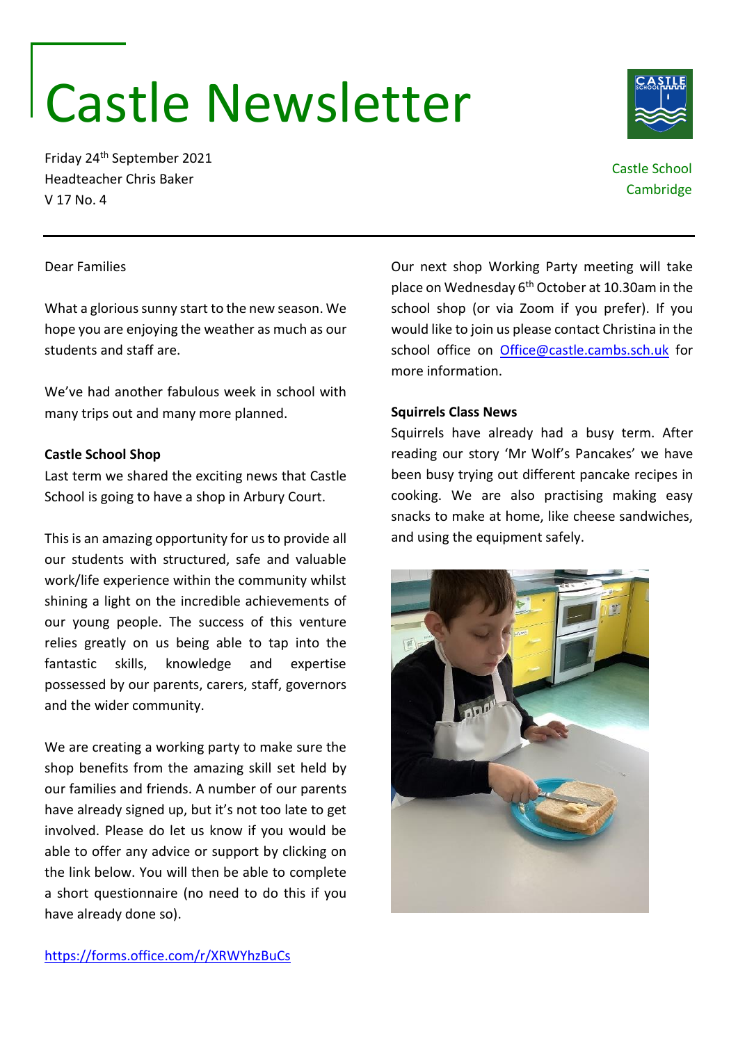# Castle Newsletter

Friday 24th September 2021
Headteacher Chris Baker
V 17 No. 4

Castle School
Cambridge

Dear Families

What a glorious sunny start to the new season. We hope you are enjoying the weather as much as our students and staff are.

We've had another fabulous week in school with many trips out and many more planned.

**Castle School Shop**

Last term we shared the exciting news that Castle School is going to have a shop in Arbury Court.

This is an amazing opportunity for us to provide all our students with structured, safe and valuable work/life experience within the community whilst shining a light on the incredible achievements of our young people. The success of this venture relies greatly on us being able to tap into the fantastic skills, knowledge and expertise possessed by our parents, carers, staff, governors and the wider community.

We are creating a working party to make sure the shop benefits from the amazing skill set held by our families and friends. A number of our parents have already signed up, but it's not too late to get involved. Please do let us know if you would be able to offer any advice or support by clicking on the link below. You will then be able to complete a short questionnaire (no need to do this if you have already done so).

https://forms.office.com/r/XRWYhzBuCs

Our next shop Working Party meeting will take place on Wednesday 6th October at 10.30am in the school shop (or via Zoom if you prefer). If you would like to join us please contact Christina in the school office on Office@castle.cambs.sch.uk for more information.

**Squirrels Class News**

Squirrels have already had a busy term. After reading our story 'Mr Wolf's Pancakes' we have been busy trying out different pancake recipes in cooking. We are also practising making easy snacks to make at home, like cheese sandwiches, and using the equipment safely.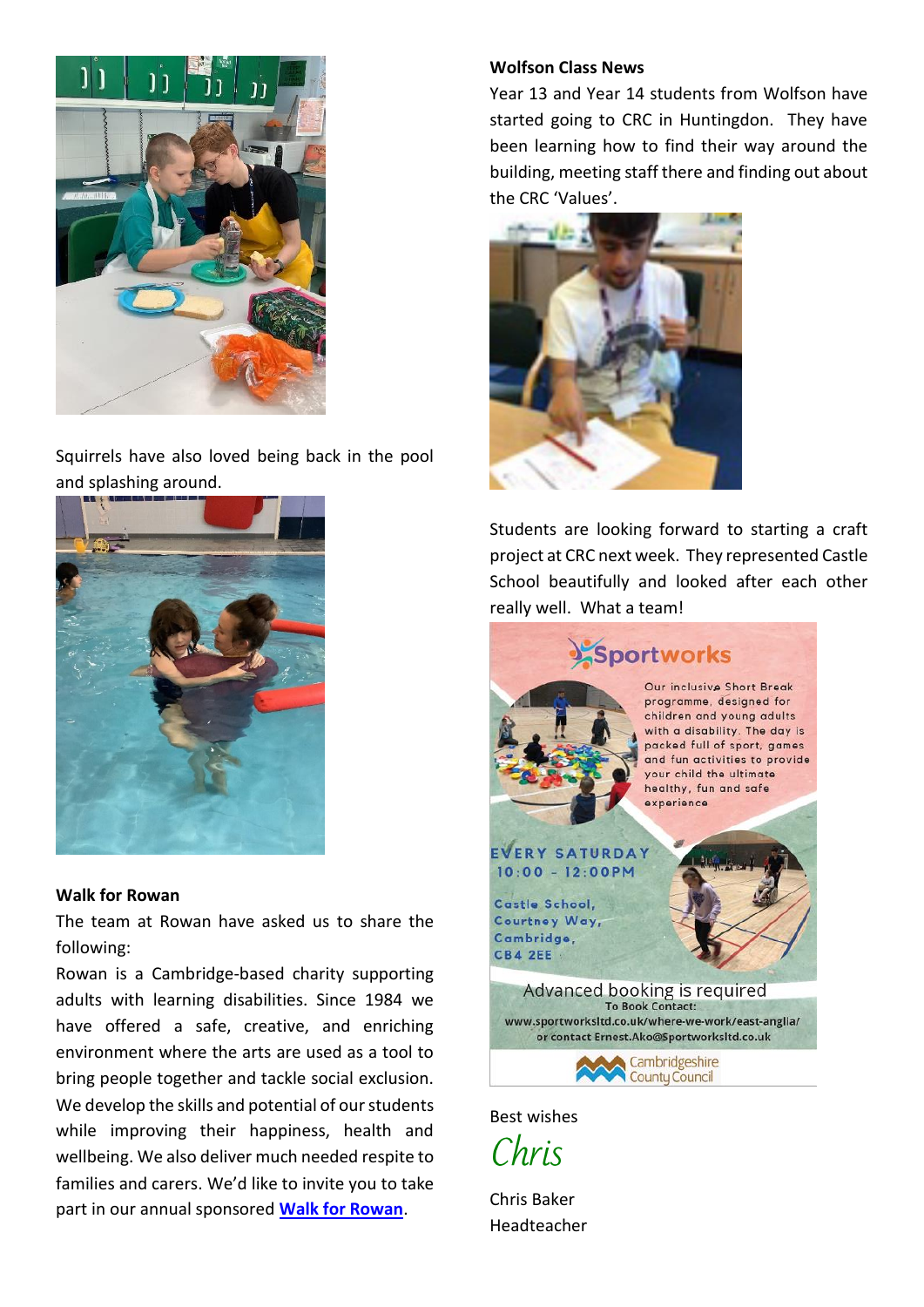Squirrels have also loved being back in the pool and splashing around.

**Walk for Rowan**

The team at Rowan have asked us to share the following:

Rowan is a Cambridge-based charity supporting adults with learning disabilities. Since 1984 we have offered a safe, creative, and enriching environment where the arts are used as a tool to bring people together and tackle social exclusion. We develop the skills and potential of our students while improving their happiness, health and wellbeing. We also deliver much needed respite to families and carers. We'd like to invite you to take part in our annual sponsored **Walk for Rowan**.

**Wolfson Class News**

Year 13 and Year 14 students from Wolfson have started going to CRC in Huntingdon. They have been learning how to find their way around the building, meeting staff there and finding out about the CRC 'Values'.

Students are looking forward to starting a craft project at CRC next week. They represented Castle School beautifully and looked after each other really well. What a team!

Sportworks

Our inclusive Short Break programme, designed for children and young adults with a disability. The day is packed full of sport, games and fun activities to provide your child the ultimate healthy, fun and safe experience

EVERY SATURDAY
10:00 - 12:00PM

Castle School,
Courtney Way,
Cambridge,
CB4 2EE

Advanced booking is required
To Book Contact:
www.sportworksltd.co.uk/where-we-work/east-anglia/
or contact Ernest.Ako@Sportworksltd.co.uk

Cambridgeshire County Council

Best wishes

*Chris*

Chris Baker
Headteacher